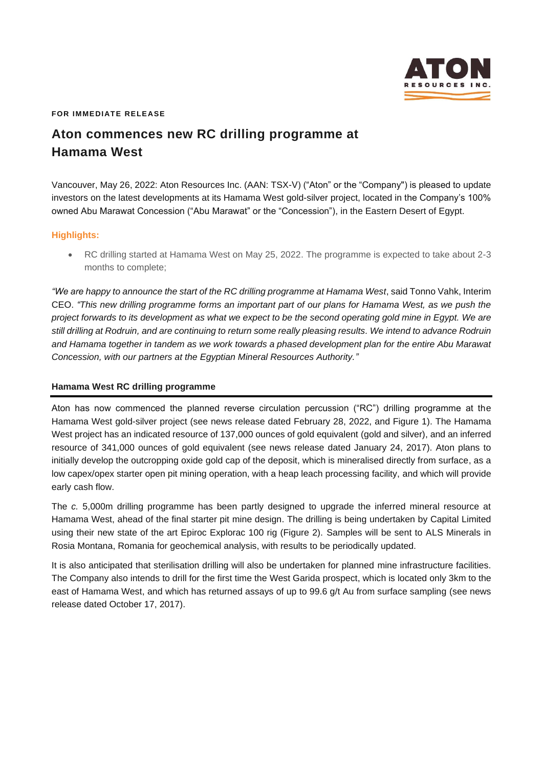**FOR IMMEDIATE RELEASE**

# Aton commences new RC drilling programme at Hamama West

Vancouver, May 26, 2022: Aton Resources Inc. (AAN: TSX-V) ("Aton" or the "Company") is pleased to update investors on the latest developments at its Hamama West gold-silver project, located in the Company's 100% owned Abu Marawat Concession ("Abu Marawat" or the "Concession"), in the Eastern Desert of Egypt.

## Highlights:

- RC drilling started at Hamama West on May 25, 2022. The programme is expected to take about 2-3 months to complete;

*"We are happy to announce the start of the RC drilling programme at Hamama West*, said Tonno Vahk, Interim CEO. *"This new drilling programme forms an important part of our plans for Hamama West, as we push the project forwards to its development as what we expect to be the second operating gold mine in Egypt. We are still drilling at Rodruin, and are continuing to return some really pleasing results. We intend to advance Rodruin and Hamama together in tandem as we work towards a phased development plan for the entire Abu Marawat Concession, with our partners at the Egyptian Mineral Resources Authority."*

### Hamama West RC drilling programme

Aton has now commenced the planned reverse circulation percussion ("RC") drilling programme at the Hamama West gold-silver project (see news release dated February 28, 2022, and Figure 1). The Hamama West project has an indicated resource of 137,000 ounces of gold equivalent (gold and silver), and an inferred resource of 341,000 ounces of gold equivalent (see news release dated January 24, 2017). Aton plans to initially develop the outcropping oxide gold cap of the deposit, which is mineralised directly from surface, as a low capex/opex starter open pit mining operation, with a heap leach processing facility, and which will provide early cash flow.

The *c.* 5,000m drilling programme has been partly designed to upgrade the inferred mineral resource at Hamama West, ahead of the final starter pit mine design. The drilling is being undertaken by Capital Limited using their new state of the art Epiroc Explorac 100 rig (Figure 2). Samples will be sent to ALS Minerals in Rosia Montana, Romania for geochemical analysis, with results to be periodically updated.

It is also anticipated that sterilisation drilling will also be undertaken for planned mine infrastructure facilities. The Company also intends to drill for the first time the West Garida prospect, which is located only 3km to the east of Hamama West, and which has returned assays of up to 99.6 g/t Au from surface sampling (see news release dated October 17, 2017).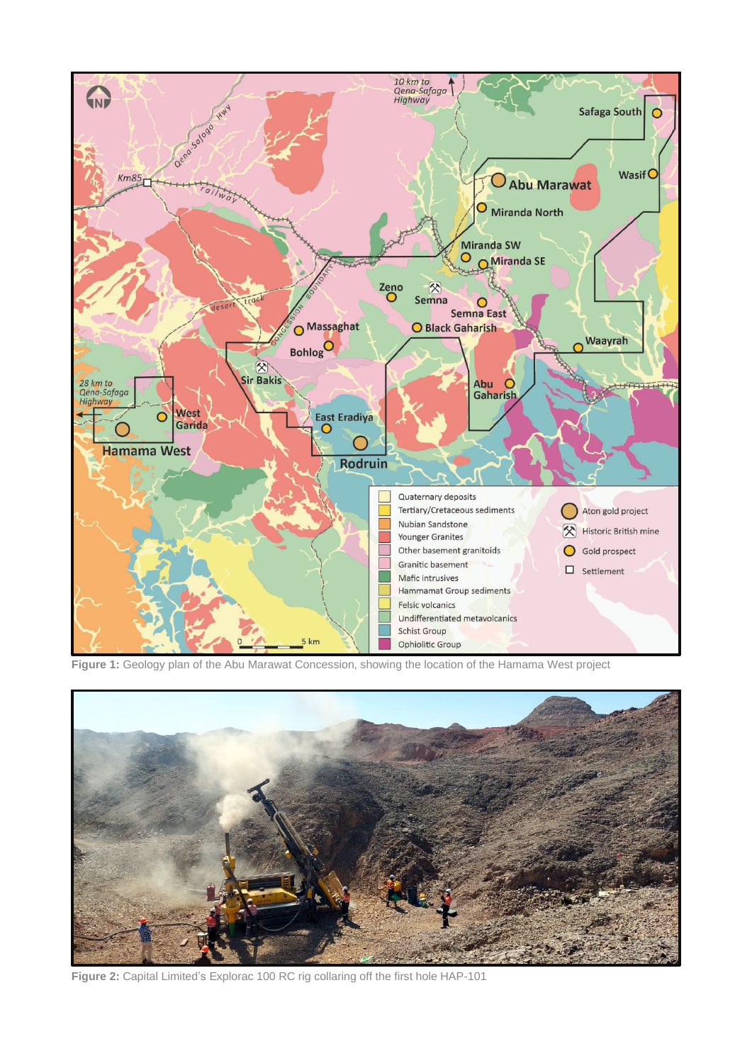**Figure 1:** Geology plan of the Abu Marawat Concession, showing the location of the Hamama West project

**Figure 2:** Capital Limited's Explorac 100 RC rig collaring off the first hole HAP-101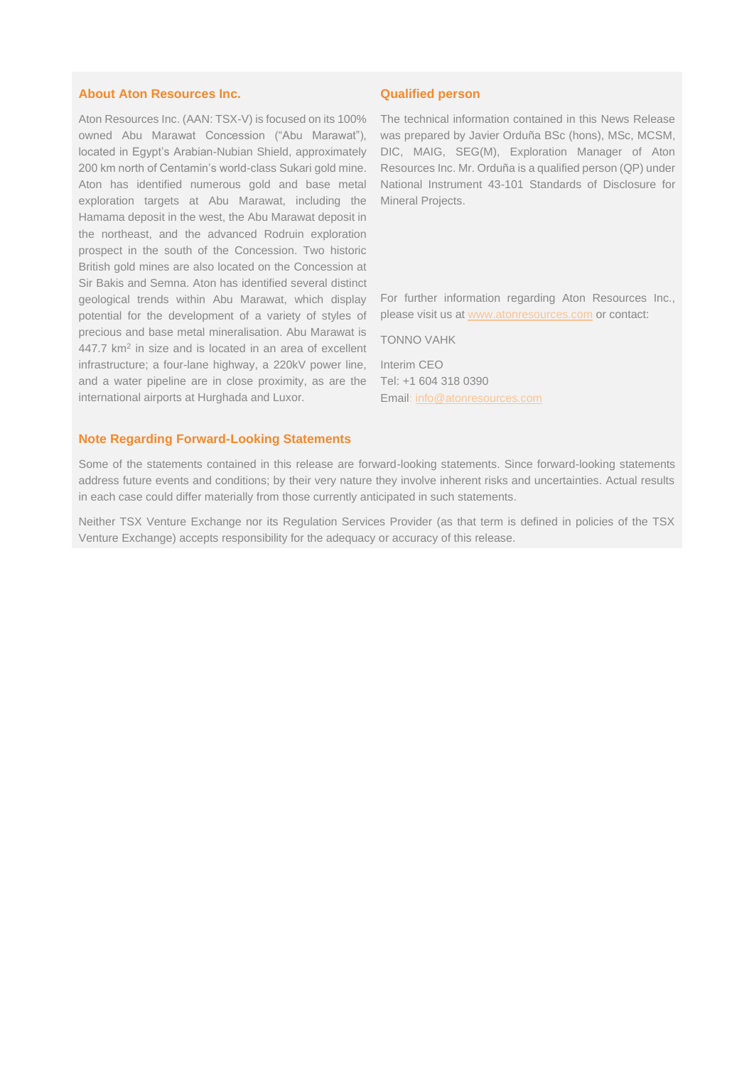## About Aton Resources Inc.

Aton Resources Inc. (AAN: TSX-V) is focused on its 100% owned Abu Marawat Concession ("Abu Marawat"), located in Egypt's Arabian-Nubian Shield, approximately 200 km north of Centamin's world-class Sukari gold mine. Aton has identified numerous gold and base metal exploration targets at Abu Marawat, including the Hamama deposit in the west, the Abu Marawat deposit in the northeast, and the advanced Rodruin exploration prospect in the south of the Concession. Two historic British gold mines are also located on the Concession at Sir Bakis and Semna. Aton has identified several distinct geological trends within Abu Marawat, which display potential for the development of a variety of styles of precious and base metal mineralisation. Abu Marawat is 447.7 km$^2$ in size and is located in an area of excellent infrastructure; a four-lane highway, a 220kV power line, and a water pipeline are in close proximity, as are the international airports at Hurghada and Luxor.

## Qualified person

The technical information contained in this News Release was prepared by Javier Orduña BSc (hons), MSc, MCSM, DIC, MAIG, SEG(M), Exploration Manager of Aton Resources Inc. Mr. Orduña is a qualified person (QP) under National Instrument 43-101 Standards of Disclosure for Mineral Projects.

For further information regarding Aton Resources Inc., please visit us at www.atonresources.com or contact:

TONNO VAHK

Interim CEO
Tel: +1 604 318 0390
Email: info@atonresources.com

## Note Regarding Forward-Looking Statements

Some of the statements contained in this release are forward-looking statements. Since forward-looking statements address future events and conditions; by their very nature they involve inherent risks and uncertainties. Actual results in each case could differ materially from those currently anticipated in such statements.

Neither TSX Venture Exchange nor its Regulation Services Provider (as that term is defined in policies of the TSX Venture Exchange) accepts responsibility for the adequacy or accuracy of this release.